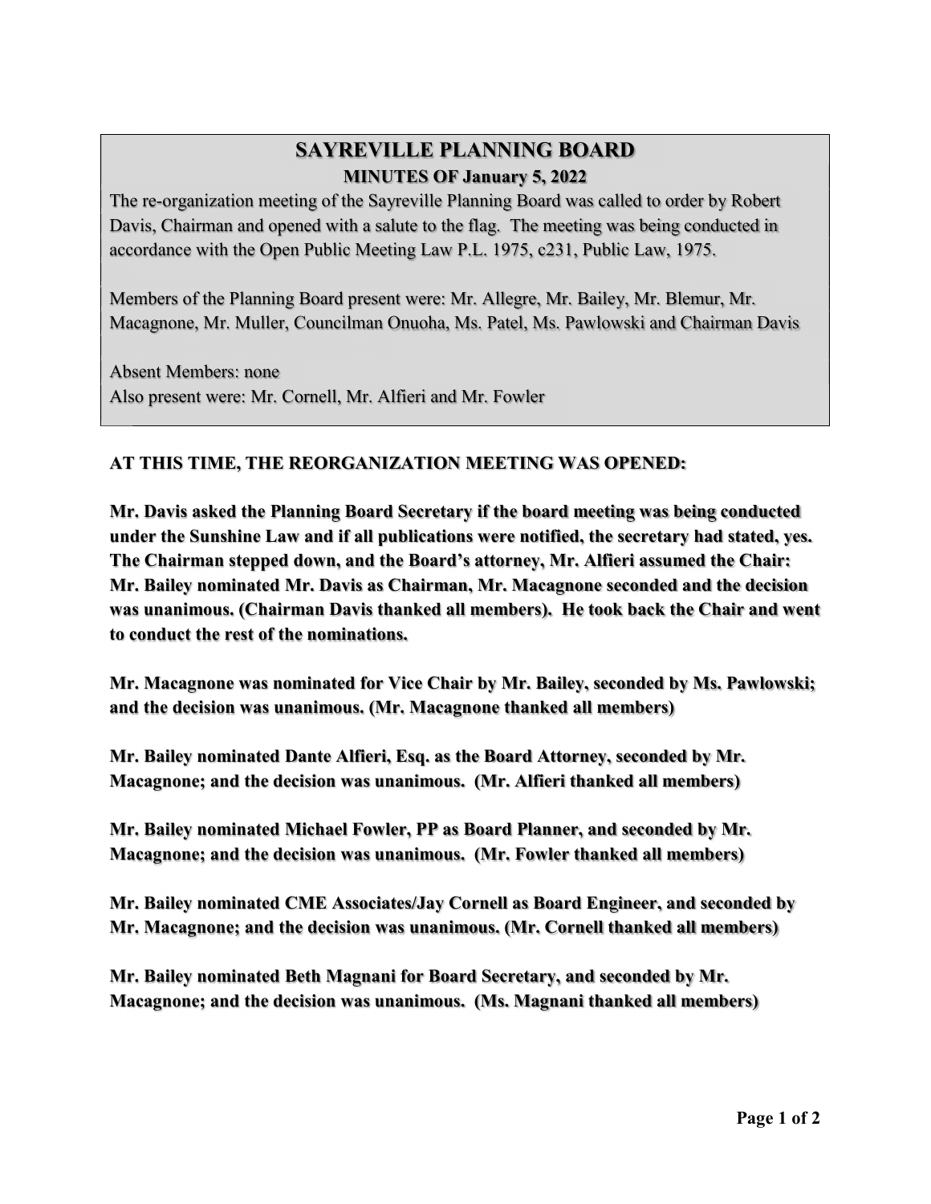# SAYREVILLE PLANNING BOARD

## MINUTES OF January 5, 2022

The re-organization meeting of the Sayreville Planning Board was called to order by Robert Davis, Chairman and opened with a salute to the flag. The meeting was being conducted in accordance with the Open Public Meeting Law P.L. 1975, c231, Public Law, 1975.

Members of the Planning Board present were: Mr. Allegre, Mr. Bailey, Mr. Blemur, Mr. Macagnone, Mr. Muller, Councilman Onuoha, Ms. Patel, Ms. Pawlowski and Chairman Davis

Absent Members: none
Also present were: Mr. Cornell, Mr. Alfieri and Mr. Fowler

**AT THIS TIME, THE REORGANIZATION MEETING WAS OPENED:**

**Mr. Davis asked the Planning Board Secretary if the board meeting was being conducted under the Sunshine Law and if all publications were notified, the secretary had stated, yes. The Chairman stepped down, and the Board's attorney, Mr. Alfieri assumed the Chair: Mr. Bailey nominated Mr. Davis as Chairman, Mr. Macagnone seconded and the decision was unanimous. (Chairman Davis thanked all members). He took back the Chair and went to conduct the rest of the nominations.**

**Mr. Macagnone was nominated for Vice Chair by Mr. Bailey, seconded by Ms. Pawlowski; and the decision was unanimous. (Mr. Macagnone thanked all members)**

**Mr. Bailey nominated Dante Alfieri, Esq. as the Board Attorney, seconded by Mr. Macagnone; and the decision was unanimous. (Mr. Alfieri thanked all members)**

**Mr. Bailey nominated Michael Fowler, PP as Board Planner, and seconded by Mr. Macagnone; and the decision was unanimous. (Mr. Fowler thanked all members)**

**Mr. Bailey nominated CME Associates/Jay Cornell as Board Engineer, and seconded by Mr. Macagnone; and the decision was unanimous. (Mr. Cornell thanked all members)**

**Mr. Bailey nominated Beth Magnani for Board Secretary, and seconded by Mr. Macagnone; and the decision was unanimous. (Ms. Magnani thanked all members)**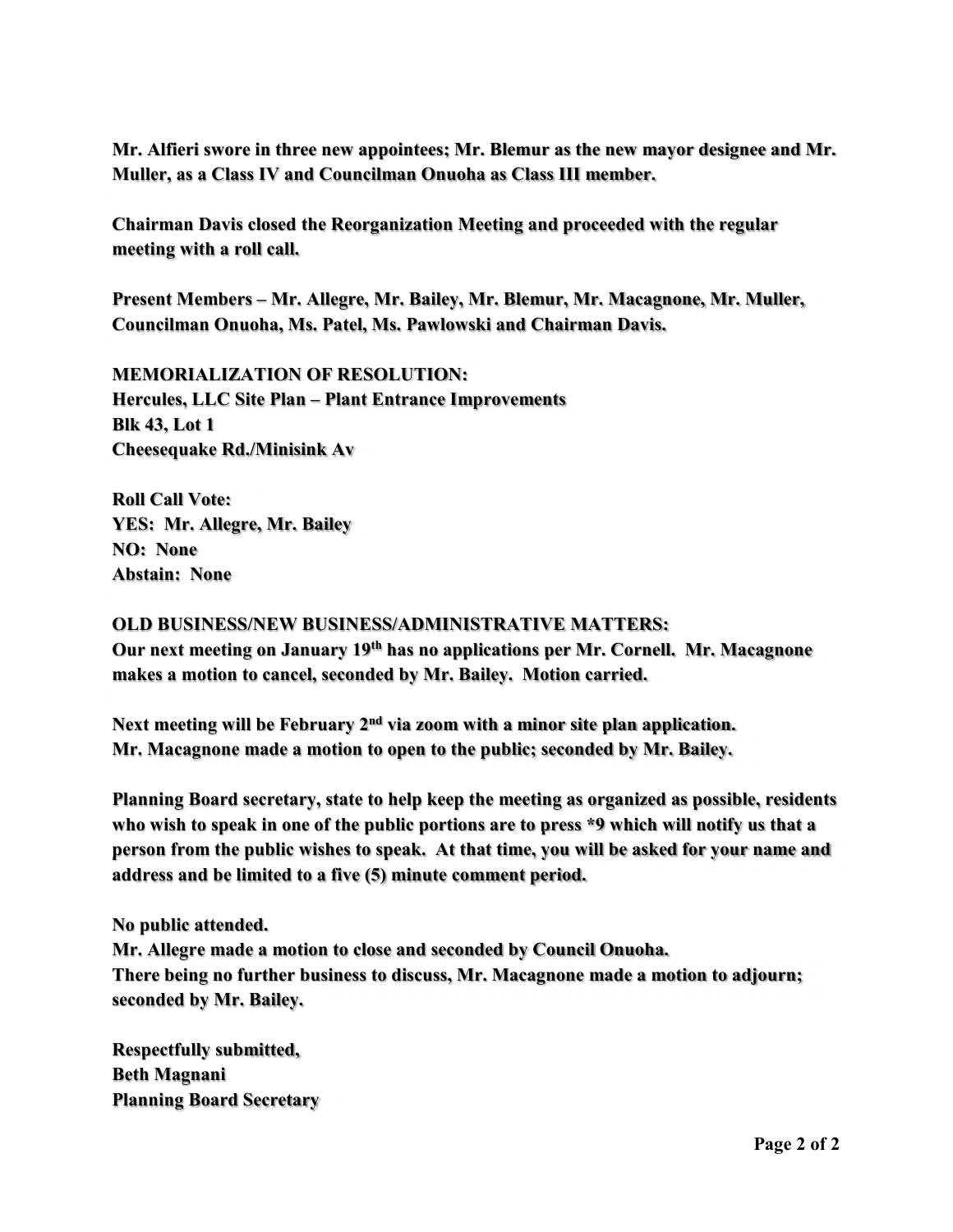**Mr. Alfieri swore in three new appointees; Mr. Blemur as the new mayor designee and Mr. Muller, as a Class IV and Councilman Onuoha as Class III member.**

**Chairman Davis closed the Reorganization Meeting and proceeded with the regular meeting with a roll call.**

**Present Members – Mr. Allegre, Mr. Bailey, Mr. Blemur, Mr. Macagnone, Mr. Muller, Councilman Onuoha, Ms. Patel, Ms. Pawlowski and Chairman Davis.**

**MEMORIALIZATION OF RESOLUTION:**
**Hercules, LLC Site Plan – Plant Entrance Improvements**
**Blk 43, Lot 1**
**Cheesequake Rd./Minisink Av**

**Roll Call Vote:**
**YES: Mr. Allegre, Mr. Bailey**
**NO: None**
**Abstain: None**

**OLD BUSINESS/NEW BUSINESS/ADMINISTRATIVE MATTERS:**
**Our next meeting on January 19th has no applications per Mr. Cornell. Mr. Macagnone makes a motion to cancel, seconded by Mr. Bailey. Motion carried.**

**Next meeting will be February 2nd via zoom with a minor site plan application.**
**Mr. Macagnone made a motion to open to the public; seconded by Mr. Bailey.**

**Planning Board secretary, state to help keep the meeting as organized as possible, residents who wish to speak in one of the public portions are to press *9 which will notify us that a person from the public wishes to speak. At that time, you will be asked for your name and address and be limited to a five (5) minute comment period.**

**No public attended.**
**Mr. Allegre made a motion to close and seconded by Council Onuoha.**
**There being no further business to discuss, Mr. Macagnone made a motion to adjourn; seconded by Mr. Bailey.**

**Respectfully submitted,**
**Beth Magnani**
**Planning Board Secretary**